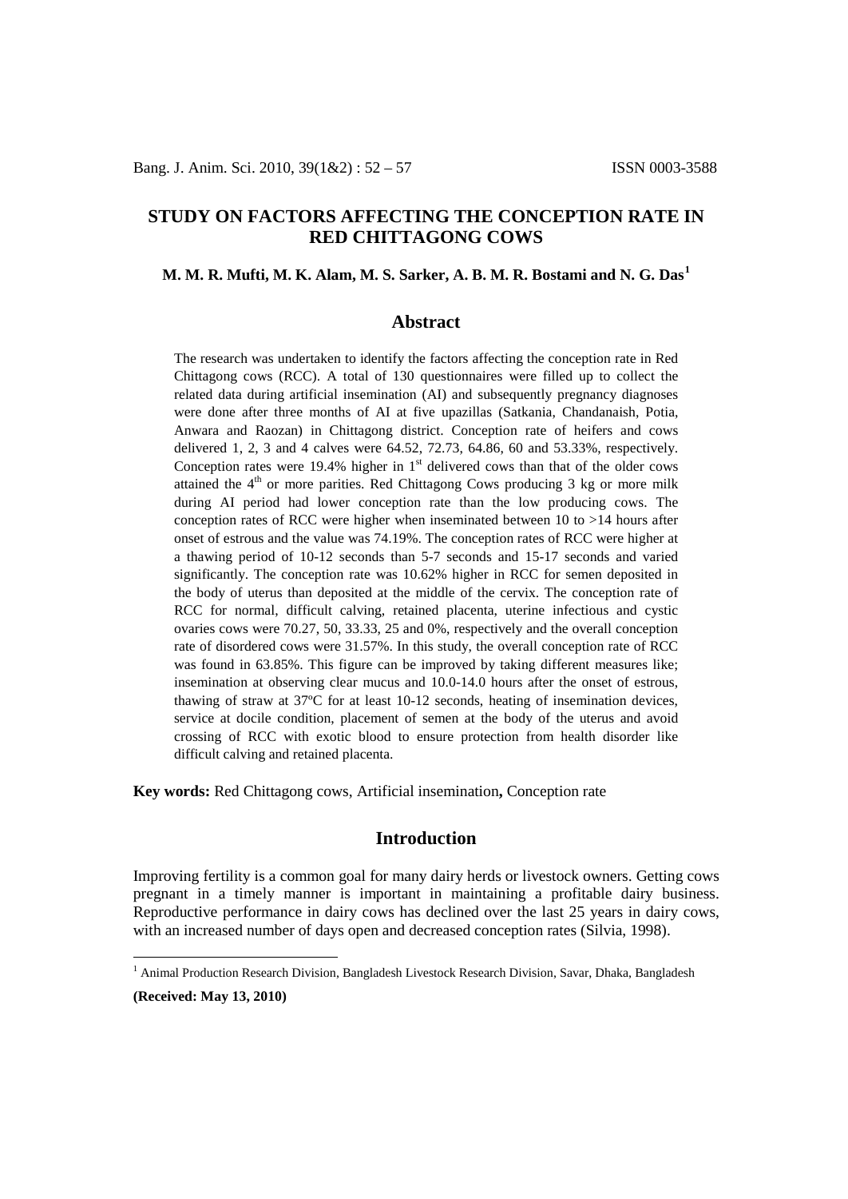# STUDY ON FACTORS AFFECTING THE CONCEPTION RATE IN RED CHITTAGONG COWS

**M. M. R. Mufti, M. K. Alam, M. S. Sarker, A. B. M. R. Bostami and N. G. Das[1]**

## Abstract

The research was undertaken to identify the factors affecting the conception rate in Red Chittagong cows (RCC). A total of 130 questionnaires were filled up to collect the related data during artificial insemination (AI) and subsequently pregnancy diagnoses were done after three months of AI at five upazillas (Satkania, Chandanaish, Potia, Anwara and Raozan) in Chittagong district. Conception rate of heifers and cows delivered 1, 2, 3 and 4 calves were 64.52, 72.73, 64.86, 60 and 53.33%, respectively. Conception rates were 19.4% higher in 1st delivered cows than that of the older cows attained the 4th or more parities. Red Chittagong Cows producing 3 kg or more milk during AI period had lower conception rate than the low producing cows. The conception rates of RCC were higher when inseminated between 10 to >14 hours after onset of estrous and the value was 74.19%. The conception rates of RCC were higher at a thawing period of 10-12 seconds than 5-7 seconds and 15-17 seconds and varied significantly. The conception rate was 10.62% higher in RCC for semen deposited in the body of uterus than deposited at the middle of the cervix. The conception rate of RCC for normal, difficult calving, retained placenta, uterine infectious and cystic ovaries cows were 70.27, 50, 33.33, 25 and 0%, respectively and the overall conception rate of disordered cows were 31.57%. In this study, the overall conception rate of RCC was found in 63.85%. This figure can be improved by taking different measures like; insemination at observing clear mucus and 10.0-14.0 hours after the onset of estrous, thawing of straw at 37ºC for at least 10-12 seconds, heating of insemination devices, service at docile condition, placement of semen at the body of the uterus and avoid crossing of RCC with exotic blood to ensure protection from health disorder like difficult calving and retained placenta.

**Key words:** Red Chittagong cows, Artificial insemination**,** Conception rate

## Introduction

Improving fertility is a common goal for many dairy herds or livestock owners. Getting cows pregnant in a timely manner is important in maintaining a profitable dairy business. Reproductive performance in dairy cows has declined over the last 25 years in dairy cows, with an increased number of days open and decreased conception rates (Silvia, 1998).

[1] Animal Production Research Division, Bangladesh Livestock Research Division, Savar, Dhaka, Bangladesh

**(Received: May 13, 2010)**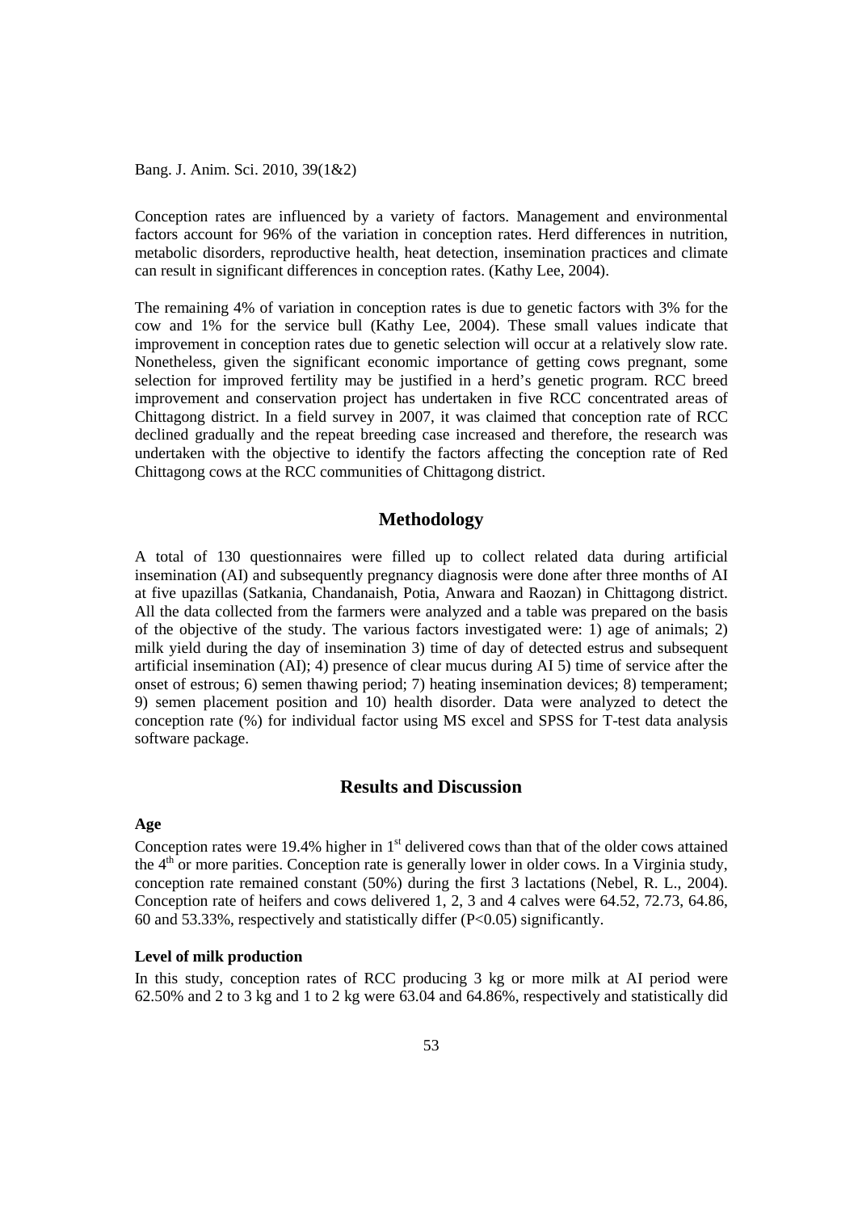Conception rates are influenced by a variety of factors. Management and environmental factors account for 96% of the variation in conception rates. Herd differences in nutrition, metabolic disorders, reproductive health, heat detection, insemination practices and climate can result in significant differences in conception rates. (Kathy Lee, 2004).

The remaining 4% of variation in conception rates is due to genetic factors with 3% for the cow and 1% for the service bull (Kathy Lee, 2004). These small values indicate that improvement in conception rates due to genetic selection will occur at a relatively slow rate. Nonetheless, given the significant economic importance of getting cows pregnant, some selection for improved fertility may be justified in a herd's genetic program. RCC breed improvement and conservation project has undertaken in five RCC concentrated areas of Chittagong district. In a field survey in 2007, it was claimed that conception rate of RCC declined gradually and the repeat breeding case increased and therefore, the research was undertaken with the objective to identify the factors affecting the conception rate of Red Chittagong cows at the RCC communities of Chittagong district.

## Methodology

A total of 130 questionnaires were filled up to collect related data during artificial insemination (AI) and subsequently pregnancy diagnosis were done after three months of AI at five upazillas (Satkania, Chandanaish, Potia, Anwara and Raozan) in Chittagong district. All the data collected from the farmers were analyzed and a table was prepared on the basis of the objective of the study. The various factors investigated were: 1) age of animals; 2) milk yield during the day of insemination 3) time of day of detected estrus and subsequent artificial insemination (AI); 4) presence of clear mucus during AI 5) time of service after the onset of estrous; 6) semen thawing period; 7) heating insemination devices; 8) temperament; 9) semen placement position and 10) health disorder. Data were analyzed to detect the conception rate (%) for individual factor using MS excel and SPSS for T-test data analysis software package.

## Results and Discussion

### Age

Conception rates were 19.4% higher in 1st delivered cows than that of the older cows attained the 4th or more parities. Conception rate is generally lower in older cows. In a Virginia study, conception rate remained constant (50%) during the first 3 lactations (Nebel, R. L., 2004). Conception rate of heifers and cows delivered 1, 2, 3 and 4 calves were 64.52, 72.73, 64.86, 60 and 53.33%, respectively and statistically differ ($P<0.05$) significantly.

### Level of milk production

In this study, conception rates of RCC producing 3 kg or more milk at AI period were 62.50% and 2 to 3 kg and 1 to 2 kg were 63.04 and 64.86%, respectively and statistically did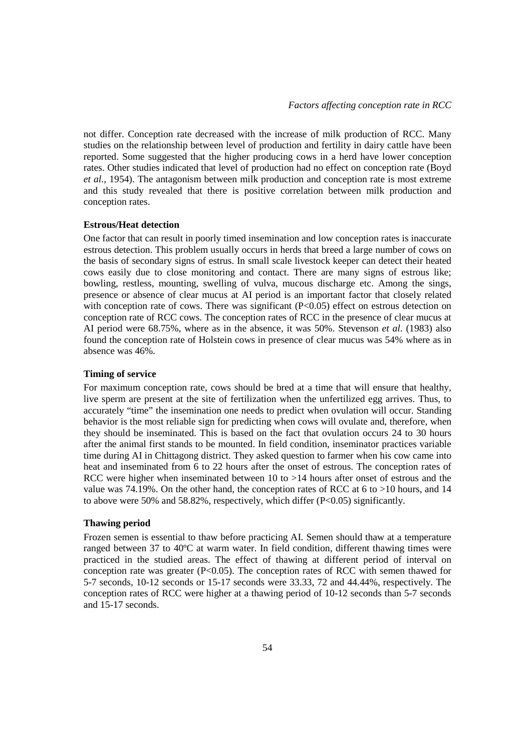not differ. Conception rate decreased with the increase of milk production of RCC. Many studies on the relationship between level of production and fertility in dairy cattle have been reported. Some suggested that the higher producing cows in a herd have lower conception rates. Other studies indicated that level of production had no effect on conception rate (Boyd *et al.*, 1954). The antagonism between milk production and conception rate is most extreme and this study revealed that there is positive correlation between milk production and conception rates.

### Estrous/Heat detection

One factor that can result in poorly timed insemination and low conception rates is inaccurate estrous detection. This problem usually occurs in herds that breed a large number of cows on the basis of secondary signs of estrus. In small scale livestock keeper can detect their heated cows easily due to close monitoring and contact. There are many signs of estrous like; bowling, restless, mounting, swelling of vulva, mucous discharge etc. Among the sings, presence or absence of clear mucus at AI period is an important factor that closely related with conception rate of cows. There was significant ($P<0.05$) effect on estrous detection on conception rate of RCC cows. The conception rates of RCC in the presence of clear mucus at AI period were 68.75%, where as in the absence, it was 50%. Stevenson *et al*. (1983) also found the conception rate of Holstein cows in presence of clear mucus was 54% where as in absence was 46%.

### Timing of service

For maximum conception rate, cows should be bred at a time that will ensure that healthy, live sperm are present at the site of fertilization when the unfertilized egg arrives. Thus, to accurately "time" the insemination one needs to predict when ovulation will occur. Standing behavior is the most reliable sign for predicting when cows will ovulate and, therefore, when they should be inseminated. This is based on the fact that ovulation occurs 24 to 30 hours after the animal first stands to be mounted. In field condition, inseminator practices variable time during AI in Chittagong district. They asked question to farmer when his cow came into heat and inseminated from 6 to 22 hours after the onset of estrous. The conception rates of RCC were higher when inseminated between 10 to >14 hours after onset of estrous and the value was 74.19%. On the other hand, the conception rates of RCC at 6 to >10 hours, and 14 to above were 50% and 58.82%, respectively, which differ ($P<0.05$) significantly.

### Thawing period

Frozen semen is essential to thaw before practicing AI. Semen should thaw at a temperature ranged between 37 to 40ºC at warm water. In field condition, different thawing times were practiced in the studied areas. The effect of thawing at different period of interval on conception rate was greater ($P<0.05$). The conception rates of RCC with semen thawed for 5-7 seconds, 10-12 seconds or 15-17 seconds were 33.33, 72 and 44.44%, respectively. The conception rates of RCC were higher at a thawing period of 10-12 seconds than 5-7 seconds and 15-17 seconds.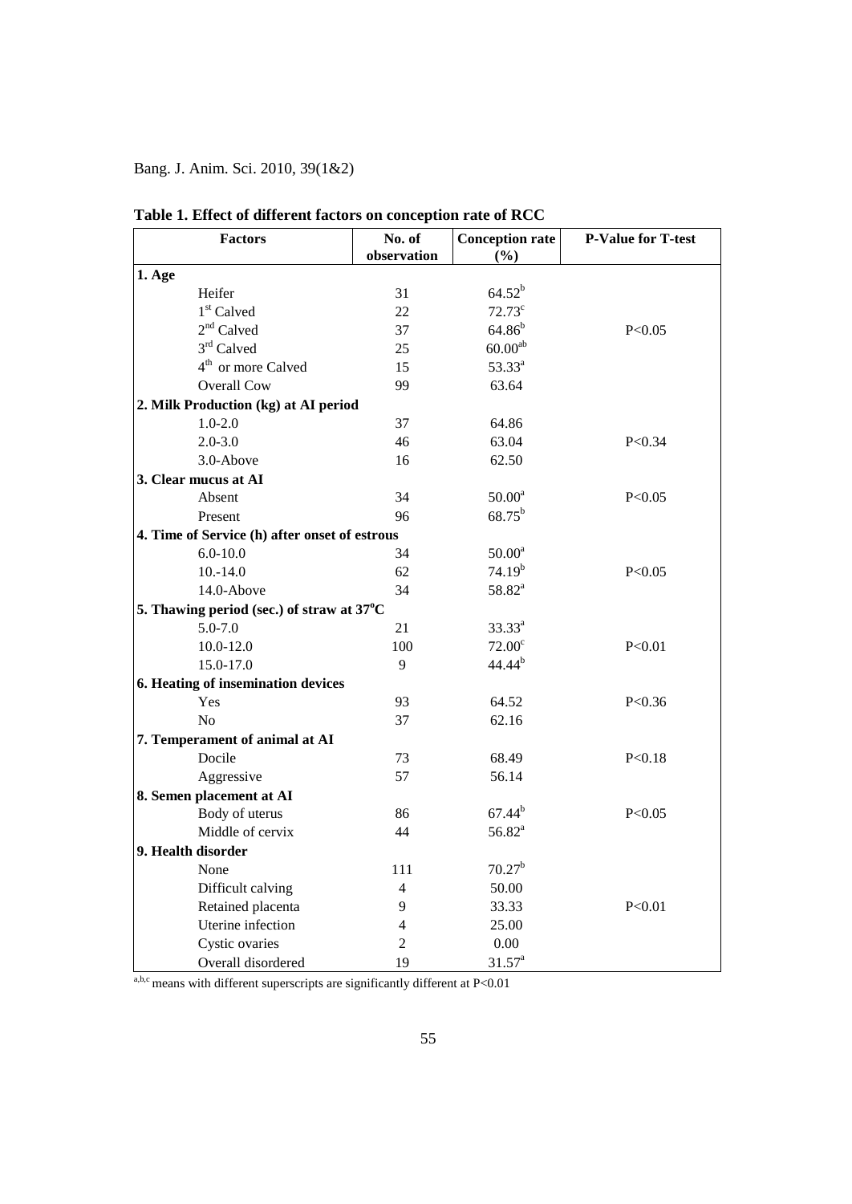**Table 1. Effect of different factors on conception rate of RCC**

| Factors | No. of observation | Conception rate (%) | P-Value for T-test |
|---|---|---|---|
| **1. Age** | | | |
| Heifer | 31 | $64.52^{b}$ | |
| 1st Calved | 22 | $72.73^{c}$ | |
| 2nd Calved | 37 | $64.86^{b}$ | P<0.05 |
| 3rd Calved | 25 | $60.00^{ab}$ | |
| 4th or more Calved | 15 | $53.33^{a}$ | |
| Overall Cow | 99 | 63.64 | |
| **2. Milk Production (kg) at AI period** | | | |
| 1.0-2.0 | 37 | 64.86 | |
| 2.0-3.0 | 46 | 63.04 | P<0.34 |
| 3.0-Above | 16 | 62.50 | |
| **3. Clear mucus at AI** | | | |
| Absent | 34 | $50.00^{a}$ | P<0.05 |
| Present | 96 | $68.75^{b}$ | |
| **4. Time of Service (h) after onset of estrous** | | | |
| 6.0-10.0 | 34 | $50.00^{a}$ | |
| 10.-14.0 | 62 | $74.19^{b}$ | P<0.05 |
| 14.0-Above | 34 | $58.82^{a}$ | |
| **5. Thawing period (sec.) of straw at 37°C** | | | |
| 5.0-7.0 | 21 | $33.33^{a}$ | |
| 10.0-12.0 | 100 | $72.00^{c}$ | P<0.01 |
| 15.0-17.0 | 9 | $44.44^{b}$ | |
| **6. Heating of insemination devices** | | | |
| Yes | 93 | 64.52 | P<0.36 |
| No | 37 | 62.16 | |
| **7. Temperament of animal at AI** | | | |
| Docile | 73 | 68.49 | P<0.18 |
| Aggressive | 57 | 56.14 | |
| **8. Semen placement at AI** | | | |
| Body of uterus | 86 | $67.44^{b}$ | P<0.05 |
| Middle of cervix | 44 | $56.82^{a}$ | |
| **9. Health disorder** | | | |
| None | 111 | $70.27^{b}$ | |
| Difficult calving | 4 | 50.00 | |
| Retained placenta | 9 | 33.33 | P<0.01 |
| Uterine infection | 4 | 25.00 | |
| Cystic ovaries | 2 | 0.00 | |
| Overall disordered | 19 | $31.57^{a}$ | |

[a,b,c] means with different superscripts are significantly different at P<0.01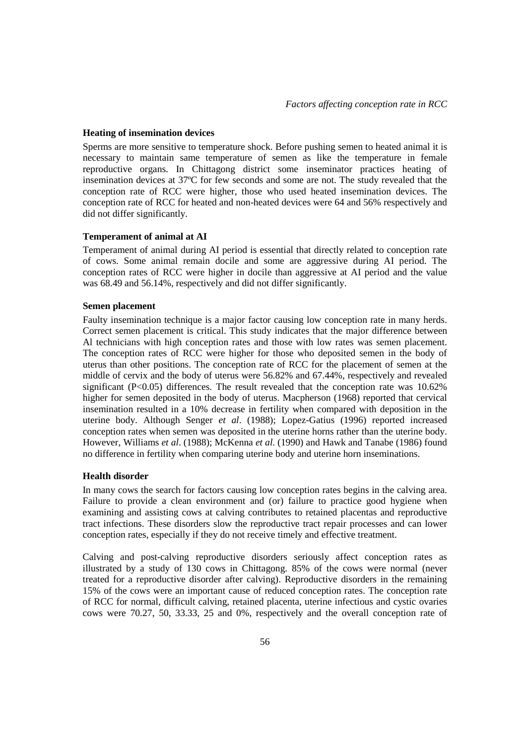### Heating of insemination devices

Sperms are more sensitive to temperature shock. Before pushing semen to heated animal it is necessary to maintain same temperature of semen as like the temperature in female reproductive organs. In Chittagong district some inseminator practices heating of insemination devices at 37ºC for few seconds and some are not. The study revealed that the conception rate of RCC were higher, those who used heated insemination devices. The conception rate of RCC for heated and non-heated devices were 64 and 56% respectively and did not differ significantly.

### Temperament of animal at AI

Temperament of animal during AI period is essential that directly related to conception rate of cows. Some animal remain docile and some are aggressive during AI period. The conception rates of RCC were higher in docile than aggressive at AI period and the value was 68.49 and 56.14%, respectively and did not differ significantly.

### Semen placement

Faulty insemination technique is a major factor causing low conception rate in many herds. Correct semen placement is critical. This study indicates that the major difference between Al technicians with high conception rates and those with low rates was semen placement. The conception rates of RCC were higher for those who deposited semen in the body of uterus than other positions. The conception rate of RCC for the placement of semen at the middle of cervix and the body of uterus were 56.82% and 67.44%, respectively and revealed significant ($P<0.05$) differences. The result revealed that the conception rate was 10.62% higher for semen deposited in the body of uterus. Macpherson (1968) reported that cervical insemination resulted in a 10% decrease in fertility when compared with deposition in the uterine body. Although Senger *et al*. (1988); Lopez-Gatius (1996) reported increased conception rates when semen was deposited in the uterine horns rather than the uterine body. However, Williams *et al*. (1988); McKenna *et al.* (1990) and Hawk and Tanabe (1986) found no difference in fertility when comparing uterine body and uterine horn inseminations.

### Health disorder

In many cows the search for factors causing low conception rates begins in the calving area. Failure to provide a clean environment and (or) failure to practice good hygiene when examining and assisting cows at calving contributes to retained placentas and reproductive tract infections. These disorders slow the reproductive tract repair processes and can lower conception rates, especially if they do not receive timely and effective treatment.

Calving and post-calving reproductive disorders seriously affect conception rates as illustrated by a study of 130 cows in Chittagong. 85% of the cows were normal (never treated for a reproductive disorder after calving). Reproductive disorders in the remaining 15% of the cows were an important cause of reduced conception rates. The conception rate of RCC for normal, difficult calving, retained placenta, uterine infectious and cystic ovaries cows were 70.27, 50, 33.33, 25 and 0%, respectively and the overall conception rate of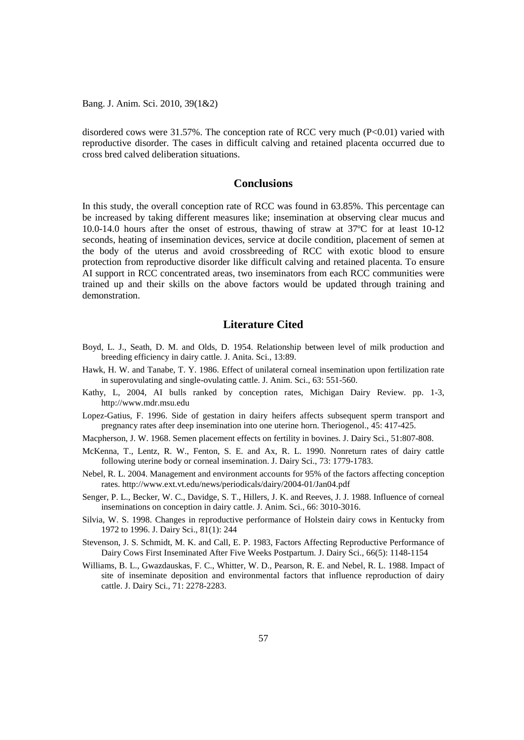disordered cows were 31.57%. The conception rate of RCC very much ($P<0.01$) varied with reproductive disorder. The cases in difficult calving and retained placenta occurred due to cross bred calved deliberation situations.

## Conclusions

In this study, the overall conception rate of RCC was found in 63.85%. This percentage can be increased by taking different measures like; insemination at observing clear mucus and 10.0-14.0 hours after the onset of estrous, thawing of straw at 37ºC for at least 10-12 seconds, heating of insemination devices, service at docile condition, placement of semen at the body of the uterus and avoid crossbreeding of RCC with exotic blood to ensure protection from reproductive disorder like difficult calving and retained placenta. To ensure AI support in RCC concentrated areas, two inseminators from each RCC communities were trained up and their skills on the above factors would be updated through training and demonstration.

## Literature Cited

Boyd, L. J., Seath, D. M. and Olds, D. 1954. Relationship between level of milk production and breeding efficiency in dairy cattle. J. Anita. Sci., 13:89.

Hawk, H. W. and Tanabe, T. Y. 1986. Effect of unilateral corneal insemination upon fertilization rate in superovulating and single-ovulating cattle. J. Anim. Sci., 63: 551-560.

Kathy, L, 2004, AI bulls ranked by conception rates, Michigan Dairy Review. pp. 1-3, http://www.mdr.msu.edu

Lopez-Gatius, F. 1996. Side of gestation in dairy heifers affects subsequent sperm transport and pregnancy rates after deep insemination into one uterine horn. Theriogenol., 45: 417-425.

Macpherson, J. W. 1968. Semen placement effects on fertility in bovines. J. Dairy Sci., 51:807-808.

McKenna, T., Lentz, R. W., Fenton, S. E. and Ax, R. L. 1990. Nonreturn rates of dairy cattle following uterine body or corneal insemination. J. Dairy Sci., 73: 1779-1783.

Nebel, R. L. 2004. Management and environment accounts for 95% of the factors affecting conception rates. http://www.ext.vt.edu/news/periodicals/dairy/2004-01/Jan04.pdf

Senger, P. L., Becker, W. C., Davidge, S. T., Hillers, J. K. and Reeves, J. J. 1988. Influence of corneal inseminations on conception in dairy cattle. J. Anim. Sci., 66: 3010-3016.

Silvia, W. S. 1998. Changes in reproductive performance of Holstein dairy cows in Kentucky from 1972 to 1996. J. Dairy Sci., 81(1): 244

Stevenson, J. S. Schmidt, M. K. and Call, E. P. 1983, Factors Affecting Reproductive Performance of Dairy Cows First Inseminated After Five Weeks Postpartum. J. Dairy Sci., 66(5): 1148-1154

Williams, B. L., Gwazdauskas, F. C., Whitter, W. D., Pearson, R. E. and Nebel, R. L. 1988. Impact of site of inseminate deposition and environmental factors that influence reproduction of dairy cattle. J. Dairy Sci., 71: 2278-2283.